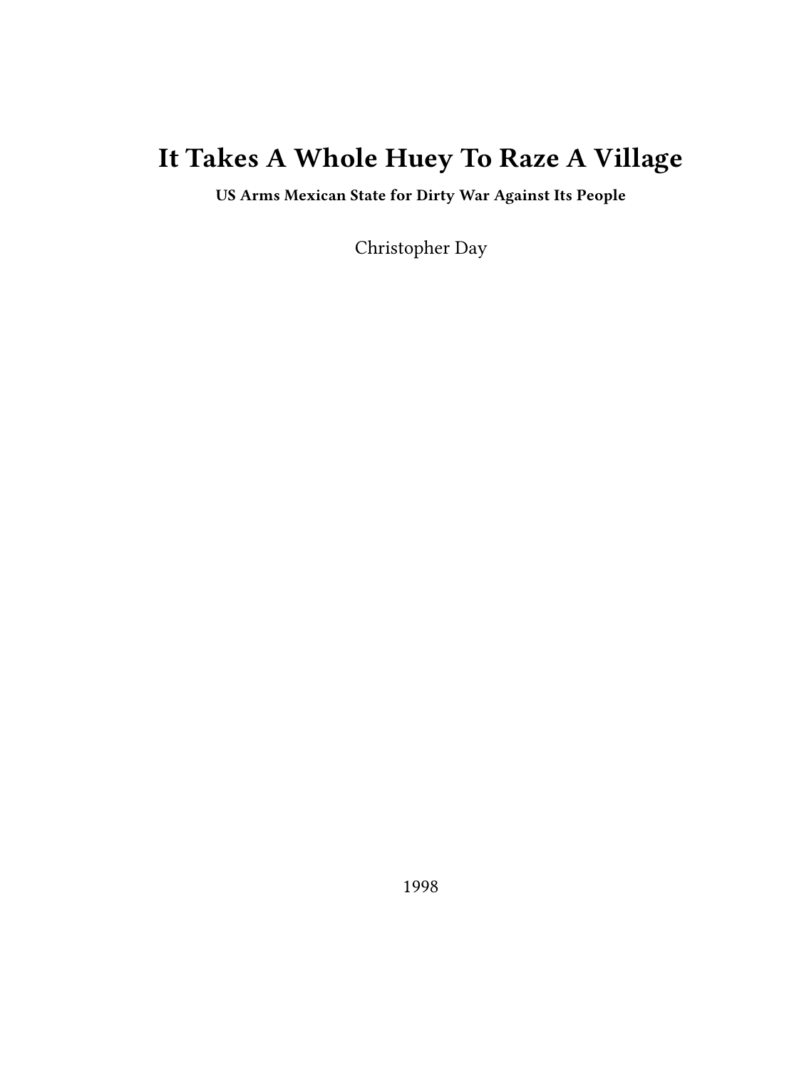# It Takes A Whole Huey To Raze A Village

**US Arms Mexican State for Dirty War Against Its People**

Christopher Day

1998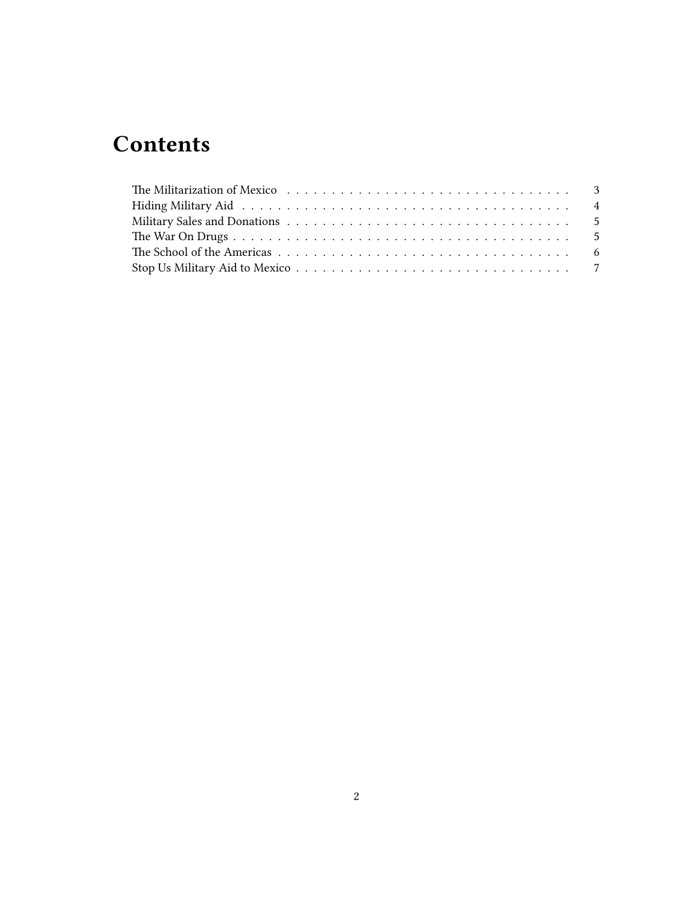# Contents

The Militarization of Mexico . . . . . . . . . . 3
Hiding Military Aid . . . . . . . . . . 4
Military Sales and Donations . . . . . . . . . . 5
The War On Drugs . . . . . . . . . . 5
The School of the Americas . . . . . . . . . . 6
Stop Us Military Aid to Mexico . . . . . . . . . . 7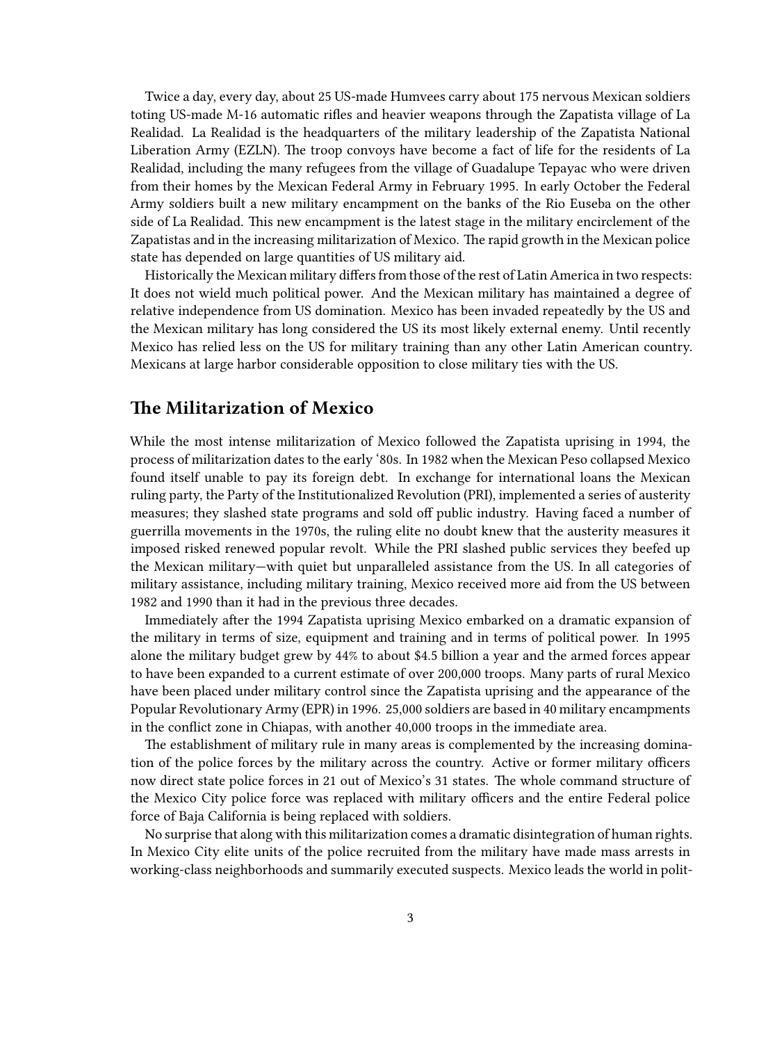Twice a day, every day, about 25 US-made Humvees carry about 175 nervous Mexican soldiers toting US-made M-16 automatic rifles and heavier weapons through the Zapatista village of La Realidad. La Realidad is the headquarters of the military leadership of the Zapatista National Liberation Army (EZLN). The troop convoys have become a fact of life for the residents of La Realidad, including the many refugees from the village of Guadalupe Tepayac who were driven from their homes by the Mexican Federal Army in February 1995. In early October the Federal Army soldiers built a new military encampment on the banks of the Rio Euseba on the other side of La Realidad. This new encampment is the latest stage in the military encirclement of the Zapatistas and in the increasing militarization of Mexico. The rapid growth in the Mexican police state has depended on large quantities of US military aid.

Historically the Mexican military differs from those of the rest of Latin America in two respects: It does not wield much political power. And the Mexican military has maintained a degree of relative independence from US domination. Mexico has been invaded repeatedly by the US and the Mexican military has long considered the US its most likely external enemy. Until recently Mexico has relied less on the US for military training than any other Latin American country. Mexicans at large harbor considerable opposition to close military ties with the US.

## The Militarization of Mexico

While the most intense militarization of Mexico followed the Zapatista uprising in 1994, the process of militarization dates to the early '80s. In 1982 when the Mexican Peso collapsed Mexico found itself unable to pay its foreign debt. In exchange for international loans the Mexican ruling party, the Party of the Institutionalized Revolution (PRI), implemented a series of austerity measures; they slashed state programs and sold off public industry. Having faced a number of guerrilla movements in the 1970s, the ruling elite no doubt knew that the austerity measures it imposed risked renewed popular revolt. While the PRI slashed public services they beefed up the Mexican military—with quiet but unparalleled assistance from the US. In all categories of military assistance, including military training, Mexico received more aid from the US between 1982 and 1990 than it had in the previous three decades.

Immediately after the 1994 Zapatista uprising Mexico embarked on a dramatic expansion of the military in terms of size, equipment and training and in terms of political power. In 1995 alone the military budget grew by 44% to about $4.5 billion a year and the armed forces appear to have been expanded to a current estimate of over 200,000 troops. Many parts of rural Mexico have been placed under military control since the Zapatista uprising and the appearance of the Popular Revolutionary Army (EPR) in 1996. 25,000 soldiers are based in 40 military encampments in the conflict zone in Chiapas, with another 40,000 troops in the immediate area.

The establishment of military rule in many areas is complemented by the increasing domination of the police forces by the military across the country. Active or former military officers now direct state police forces in 21 out of Mexico's 31 states. The whole command structure of the Mexico City police force was replaced with military officers and the entire Federal police force of Baja California is being replaced with soldiers.

No surprise that along with this militarization comes a dramatic disintegration of human rights. In Mexico City elite units of the police recruited from the military have made mass arrests in working-class neighborhoods and summarily executed suspects. Mexico leads the world in polit-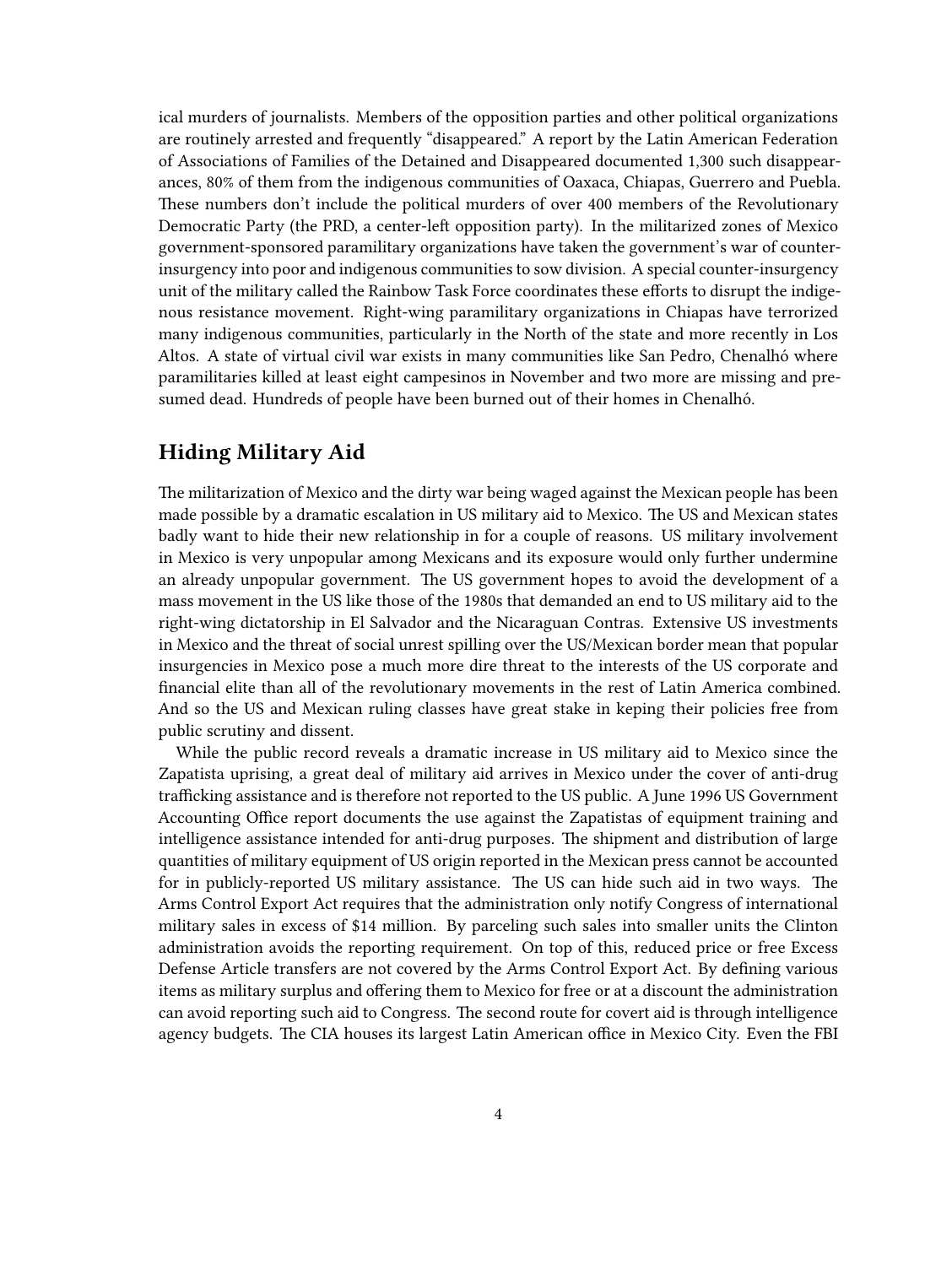ical murders of journalists. Members of the opposition parties and other political organizations are routinely arrested and frequently "disappeared." A report by the Latin American Federation of Associations of Families of the Detained and Disappeared documented 1,300 such disappearances, 80% of them from the indigenous communities of Oaxaca, Chiapas, Guerrero and Puebla. These numbers don't include the political murders of over 400 members of the Revolutionary Democratic Party (the PRD, a center-left opposition party). In the militarized zones of Mexico government-sponsored paramilitary organizations have taken the government's war of counter-insurgency into poor and indigenous communities to sow division. A special counter-insurgency unit of the military called the Rainbow Task Force coordinates these efforts to disrupt the indigenous resistance movement. Right-wing paramilitary organizations in Chiapas have terrorized many indigenous communities, particularly in the North of the state and more recently in Los Altos. A state of virtual civil war exists in many communities like San Pedro, Chenalhó where paramilitaries killed at least eight campesinos in November and two more are missing and presumed dead. Hundreds of people have been burned out of their homes in Chenalhó.

## Hiding Military Aid

The militarization of Mexico and the dirty war being waged against the Mexican people has been made possible by a dramatic escalation in US military aid to Mexico. The US and Mexican states badly want to hide their new relationship in for a couple of reasons. US military involvement in Mexico is very unpopular among Mexicans and its exposure would only further undermine an already unpopular government. The US government hopes to avoid the development of a mass movement in the US like those of the 1980s that demanded an end to US military aid to the right-wing dictatorship in El Salvador and the Nicaraguan Contras. Extensive US investments in Mexico and the threat of social unrest spilling over the US/Mexican border mean that popular insurgencies in Mexico pose a much more dire threat to the interests of the US corporate and financial elite than all of the revolutionary movements in the rest of Latin America combined. And so the US and Mexican ruling classes have great stake in keping their policies free from public scrutiny and dissent.

While the public record reveals a dramatic increase in US military aid to Mexico since the Zapatista uprising, a great deal of military aid arrives in Mexico under the cover of anti-drug trafficking assistance and is therefore not reported to the US public. A June 1996 US Government Accounting Office report documents the use against the Zapatistas of equipment training and intelligence assistance intended for anti-drug purposes. The shipment and distribution of large quantities of military equipment of US origin reported in the Mexican press cannot be accounted for in publicly-reported US military assistance. The US can hide such aid in two ways. The Arms Control Export Act requires that the administration only notify Congress of international military sales in excess of $14 million. By parceling such sales into smaller units the Clinton administration avoids the reporting requirement. On top of this, reduced price or free Excess Defense Article transfers are not covered by the Arms Control Export Act. By defining various items as military surplus and offering them to Mexico for free or at a discount the administration can avoid reporting such aid to Congress. The second route for covert aid is through intelligence agency budgets. The CIA houses its largest Latin American office in Mexico City. Even the FBI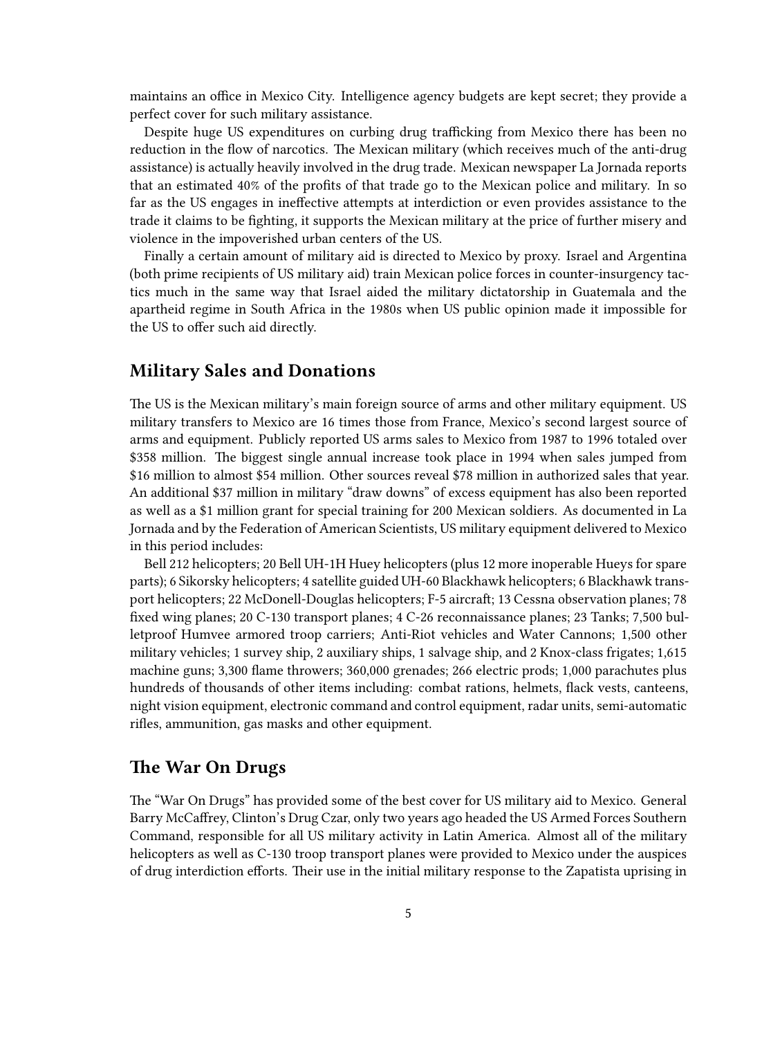maintains an office in Mexico City. Intelligence agency budgets are kept secret; they provide a perfect cover for such military assistance.

Despite huge US expenditures on curbing drug trafficking from Mexico there has been no reduction in the flow of narcotics. The Mexican military (which receives much of the anti-drug assistance) is actually heavily involved in the drug trade. Mexican newspaper La Jornada reports that an estimated 40% of the profits of that trade go to the Mexican police and military. In so far as the US engages in ineffective attempts at interdiction or even provides assistance to the trade it claims to be fighting, it supports the Mexican military at the price of further misery and violence in the impoverished urban centers of the US.

Finally a certain amount of military aid is directed to Mexico by proxy. Israel and Argentina (both prime recipients of US military aid) train Mexican police forces in counter-insurgency tactics much in the same way that Israel aided the military dictatorship in Guatemala and the apartheid regime in South Africa in the 1980s when US public opinion made it impossible for the US to offer such aid directly.

## Military Sales and Donations

The US is the Mexican military's main foreign source of arms and other military equipment. US military transfers to Mexico are 16 times those from France, Mexico's second largest source of arms and equipment. Publicly reported US arms sales to Mexico from 1987 to 1996 totaled over $358 million. The biggest single annual increase took place in 1994 when sales jumped from $16 million to almost $54 million. Other sources reveal $78 million in authorized sales that year. An additional $37 million in military "draw downs" of excess equipment has also been reported as well as a $1 million grant for special training for 200 Mexican soldiers. As documented in La Jornada and by the Federation of American Scientists, US military equipment delivered to Mexico in this period includes:

Bell 212 helicopters; 20 Bell UH-1H Huey helicopters (plus 12 more inoperable Hueys for spare parts); 6 Sikorsky helicopters; 4 satellite guided UH-60 Blackhawk helicopters; 6 Blackhawk transport helicopters; 22 McDonell-Douglas helicopters; F-5 aircraft; 13 Cessna observation planes; 78 fixed wing planes; 20 C-130 transport planes; 4 C-26 reconnaissance planes; 23 Tanks; 7,500 bulletproof Humvee armored troop carriers; Anti-Riot vehicles and Water Cannons; 1,500 other military vehicles; 1 survey ship, 2 auxiliary ships, 1 salvage ship, and 2 Knox-class frigates; 1,615 machine guns; 3,300 flame throwers; 360,000 grenades; 266 electric prods; 1,000 parachutes plus hundreds of thousands of other items including: combat rations, helmets, flack vests, canteens, night vision equipment, electronic command and control equipment, radar units, semi-automatic rifles, ammunition, gas masks and other equipment.

## The War On Drugs

The "War On Drugs" has provided some of the best cover for US military aid to Mexico. General Barry McCaffrey, Clinton's Drug Czar, only two years ago headed the US Armed Forces Southern Command, responsible for all US military activity in Latin America. Almost all of the military helicopters as well as C-130 troop transport planes were provided to Mexico under the auspices of drug interdiction efforts. Their use in the initial military response to the Zapatista uprising in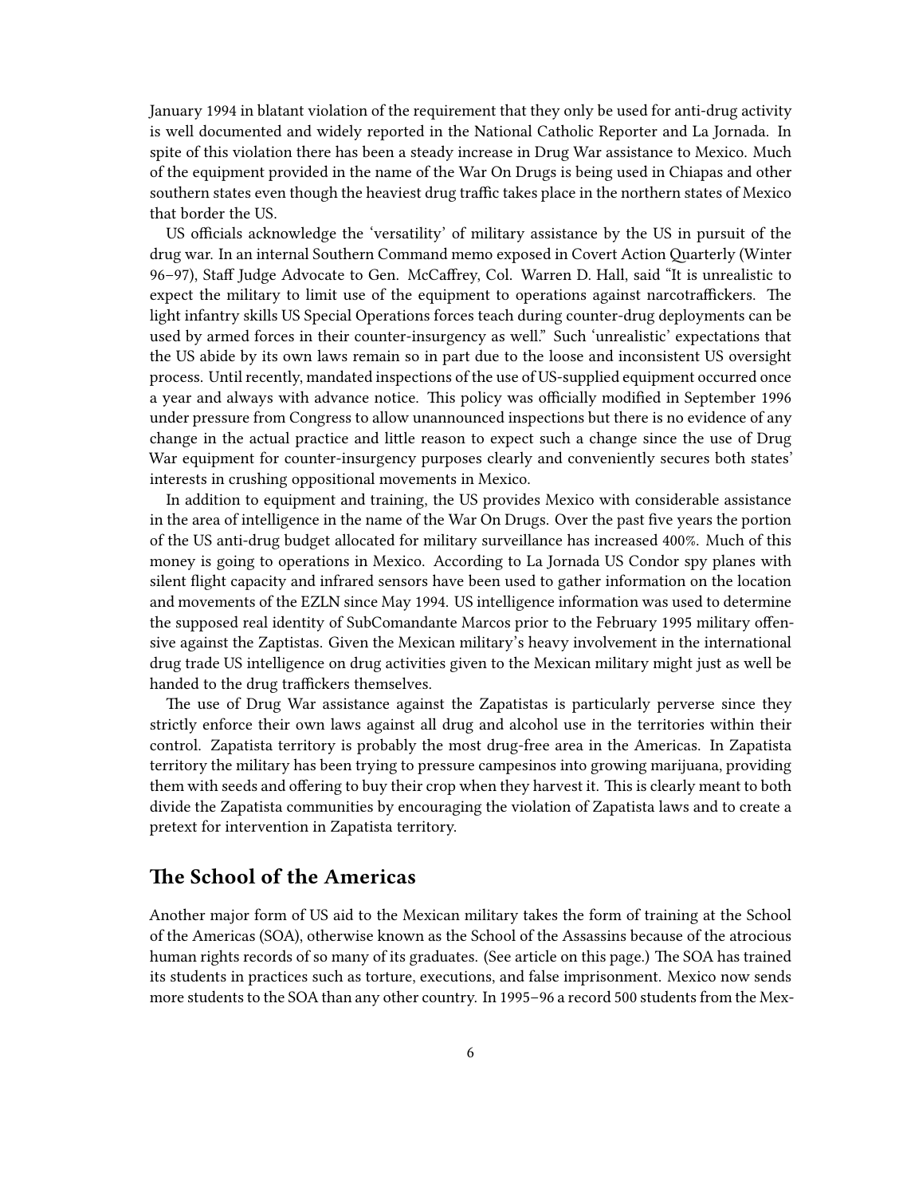January 1994 in blatant violation of the requirement that they only be used for anti-drug activity is well documented and widely reported in the National Catholic Reporter and La Jornada. In spite of this violation there has been a steady increase in Drug War assistance to Mexico. Much of the equipment provided in the name of the War On Drugs is being used in Chiapas and other southern states even though the heaviest drug traffic takes place in the northern states of Mexico that border the US.

US officials acknowledge the 'versatility' of military assistance by the US in pursuit of the drug war. In an internal Southern Command memo exposed in Covert Action Quarterly (Winter 96–97), Staff Judge Advocate to Gen. McCaffrey, Col. Warren D. Hall, said "It is unrealistic to expect the military to limit use of the equipment to operations against narcotraffickers. The light infantry skills US Special Operations forces teach during counter-drug deployments can be used by armed forces in their counter-insurgency as well." Such 'unrealistic' expectations that the US abide by its own laws remain so in part due to the loose and inconsistent US oversight process. Until recently, mandated inspections of the use of US-supplied equipment occurred once a year and always with advance notice. This policy was officially modified in September 1996 under pressure from Congress to allow unannounced inspections but there is no evidence of any change in the actual practice and little reason to expect such a change since the use of Drug War equipment for counter-insurgency purposes clearly and conveniently secures both states' interests in crushing oppositional movements in Mexico.

In addition to equipment and training, the US provides Mexico with considerable assistance in the area of intelligence in the name of the War On Drugs. Over the past five years the portion of the US anti-drug budget allocated for military surveillance has increased 400%. Much of this money is going to operations in Mexico. According to La Jornada US Condor spy planes with silent flight capacity and infrared sensors have been used to gather information on the location and movements of the EZLN since May 1994. US intelligence information was used to determine the supposed real identity of SubComandante Marcos prior to the February 1995 military offensive against the Zaptistas. Given the Mexican military's heavy involvement in the international drug trade US intelligence on drug activities given to the Mexican military might just as well be handed to the drug traffickers themselves.

The use of Drug War assistance against the Zapatistas is particularly perverse since they strictly enforce their own laws against all drug and alcohol use in the territories within their control. Zapatista territory is probably the most drug-free area in the Americas. In Zapatista territory the military has been trying to pressure campesinos into growing marijuana, providing them with seeds and offering to buy their crop when they harvest it. This is clearly meant to both divide the Zapatista communities by encouraging the violation of Zapatista laws and to create a pretext for intervention in Zapatista territory.

## The School of the Americas

Another major form of US aid to the Mexican military takes the form of training at the School of the Americas (SOA), otherwise known as the School of the Assassins because of the atrocious human rights records of so many of its graduates. (See article on this page.) The SOA has trained its students in practices such as torture, executions, and false imprisonment. Mexico now sends more students to the SOA than any other country. In 1995–96 a record 500 students from the Mex-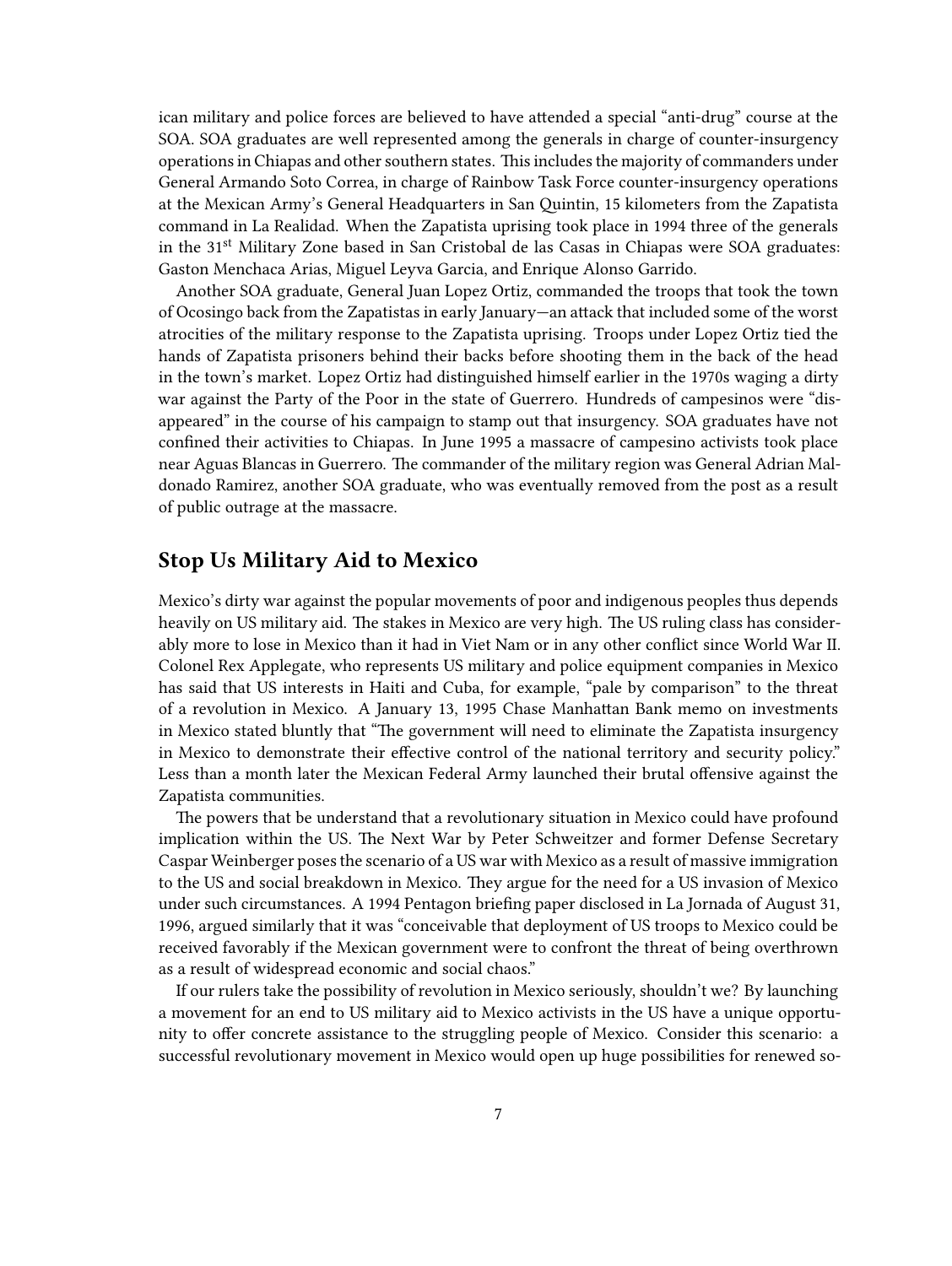ican military and police forces are believed to have attended a special "anti-drug" course at the SOA. SOA graduates are well represented among the generals in charge of counter-insurgency operations in Chiapas and other southern states. This includes the majority of commanders under General Armando Soto Correa, in charge of Rainbow Task Force counter-insurgency operations at the Mexican Army's General Headquarters in San Quintin, 15 kilometers from the Zapatista command in La Realidad. When the Zapatista uprising took place in 1994 three of the generals in the 31st Military Zone based in San Cristobal de las Casas in Chiapas were SOA graduates: Gaston Menchaca Arias, Miguel Leyva Garcia, and Enrique Alonso Garrido.

Another SOA graduate, General Juan Lopez Ortiz, commanded the troops that took the town of Ocosingo back from the Zapatistas in early January—an attack that included some of the worst atrocities of the military response to the Zapatista uprising. Troops under Lopez Ortiz tied the hands of Zapatista prisoners behind their backs before shooting them in the back of the head in the town's market. Lopez Ortiz had distinguished himself earlier in the 1970s waging a dirty war against the Party of the Poor in the state of Guerrero. Hundreds of campesinos were "disappeared" in the course of his campaign to stamp out that insurgency. SOA graduates have not confined their activities to Chiapas. In June 1995 a massacre of campesino activists took place near Aguas Blancas in Guerrero. The commander of the military region was General Adrian Maldonado Ramirez, another SOA graduate, who was eventually removed from the post as a result of public outrage at the massacre.

## Stop Us Military Aid to Mexico

Mexico's dirty war against the popular movements of poor and indigenous peoples thus depends heavily on US military aid. The stakes in Mexico are very high. The US ruling class has considerably more to lose in Mexico than it had in Viet Nam or in any other conflict since World War II. Colonel Rex Applegate, who represents US military and police equipment companies in Mexico has said that US interests in Haiti and Cuba, for example, "pale by comparison" to the threat of a revolution in Mexico. A January 13, 1995 Chase Manhattan Bank memo on investments in Mexico stated bluntly that "The government will need to eliminate the Zapatista insurgency in Mexico to demonstrate their effective control of the national territory and security policy." Less than a month later the Mexican Federal Army launched their brutal offensive against the Zapatista communities.

The powers that be understand that a revolutionary situation in Mexico could have profound implication within the US. The Next War by Peter Schweitzer and former Defense Secretary Caspar Weinberger poses the scenario of a US war with Mexico as a result of massive immigration to the US and social breakdown in Mexico. They argue for the need for a US invasion of Mexico under such circumstances. A 1994 Pentagon briefing paper disclosed in La Jornada of August 31, 1996, argued similarly that it was "conceivable that deployment of US troops to Mexico could be received favorably if the Mexican government were to confront the threat of being overthrown as a result of widespread economic and social chaos."

If our rulers take the possibility of revolution in Mexico seriously, shouldn't we? By launching a movement for an end to US military aid to Mexico activists in the US have a unique opportunity to offer concrete assistance to the struggling people of Mexico. Consider this scenario: a successful revolutionary movement in Mexico would open up huge possibilities for renewed so-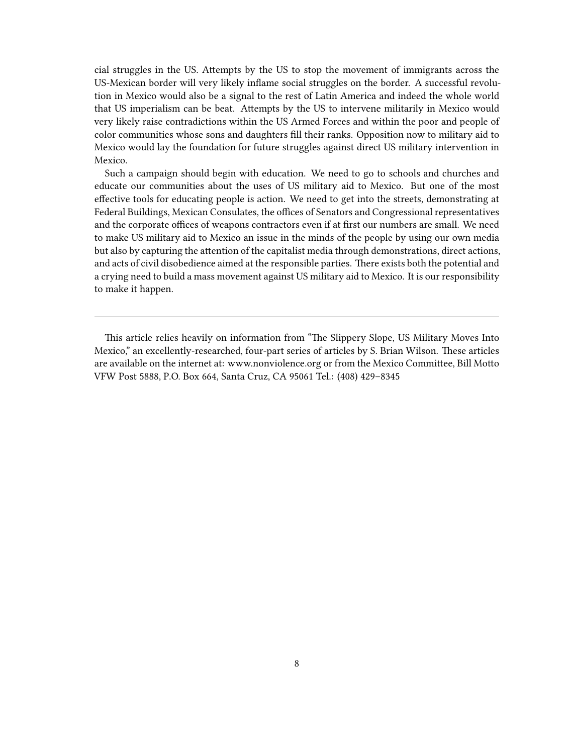cial struggles in the US. Attempts by the US to stop the movement of immigrants across the US-Mexican border will very likely inflame social struggles on the border. A successful revolution in Mexico would also be a signal to the rest of Latin America and indeed the whole world that US imperialism can be beat. Attempts by the US to intervene militarily in Mexico would very likely raise contradictions within the US Armed Forces and within the poor and people of color communities whose sons and daughters fill their ranks. Opposition now to military aid to Mexico would lay the foundation for future struggles against direct US military intervention in Mexico.

Such a campaign should begin with education. We need to go to schools and churches and educate our communities about the uses of US military aid to Mexico. But one of the most effective tools for educating people is action. We need to get into the streets, demonstrating at Federal Buildings, Mexican Consulates, the offices of Senators and Congressional representatives and the corporate offices of weapons contractors even if at first our numbers are small. We need to make US military aid to Mexico an issue in the minds of the people by using our own media but also by capturing the attention of the capitalist media through demonstrations, direct actions, and acts of civil disobedience aimed at the responsible parties. There exists both the potential and a crying need to build a mass movement against US military aid to Mexico. It is our responsibility to make it happen.

---

This article relies heavily on information from "The Slippery Slope, US Military Moves Into Mexico," an excellently-researched, four-part series of articles by S. Brian Wilson. These articles are available on the internet at: www.nonviolence.org or from the Mexico Committee, Bill Motto VFW Post 5888, P.O. Box 664, Santa Cruz, CA 95061 Tel.: (408) 429–8345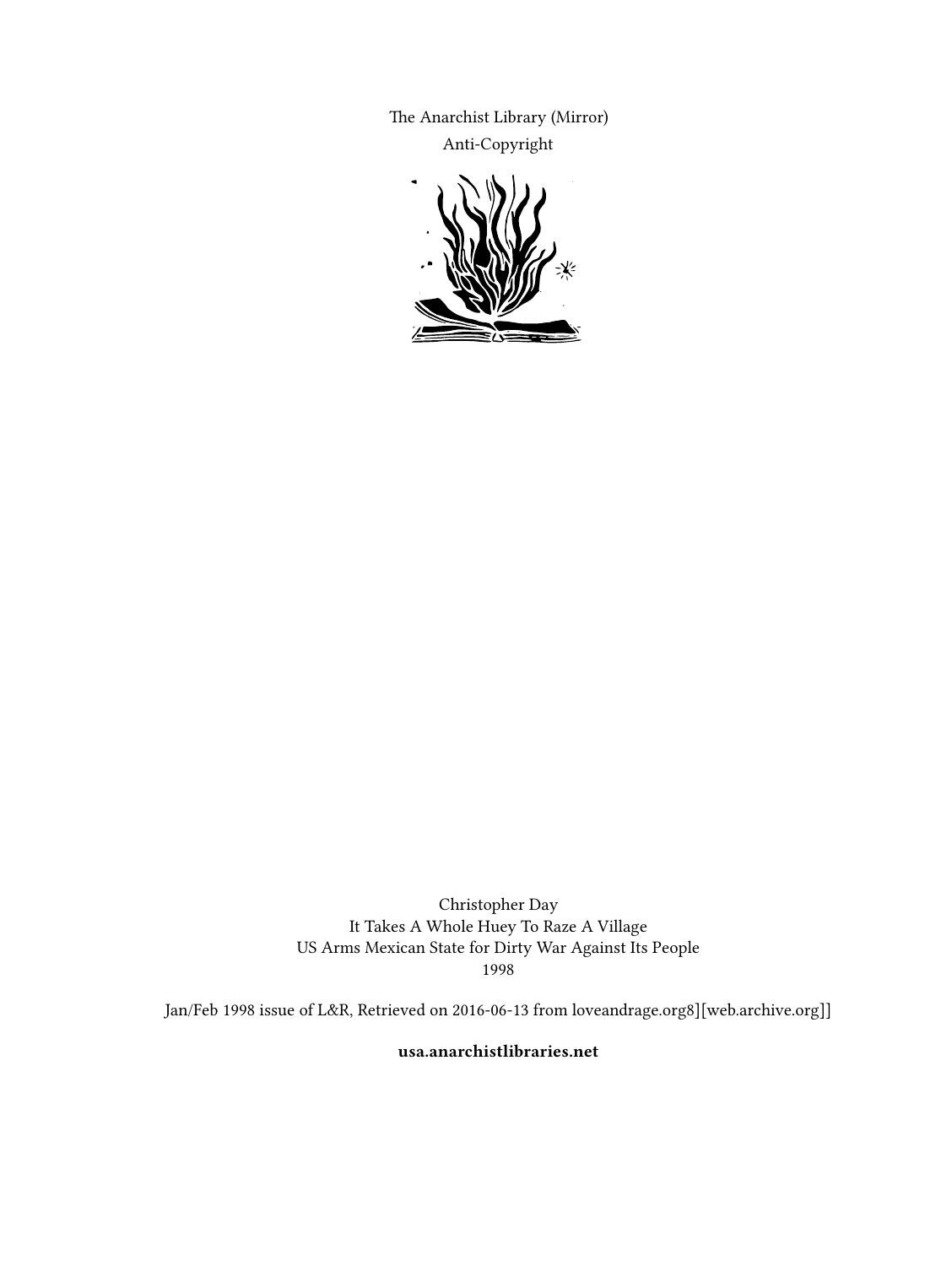The Anarchist Library (Mirror)
Anti-Copyright

Christopher Day
It Takes A Whole Huey To Raze A Village
US Arms Mexican State for Dirty War Against Its People
1998

Jan/Feb 1998 issue of L&R, Retrieved on 2016-06-13 from loveandrage.org8][web.archive.org]]

**usa.anarchistlibraries.net**